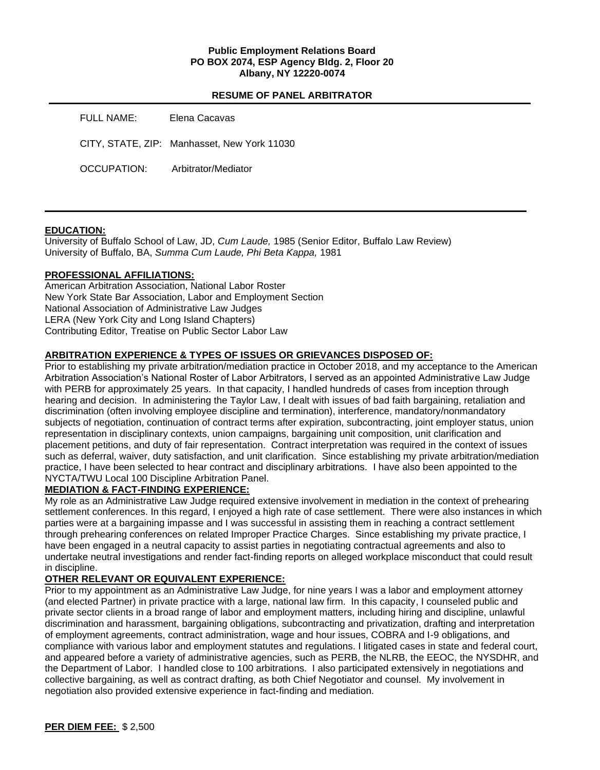**Public Employment Relations Board**
**PO BOX 2074, ESP Agency Bldg. 2, Floor 20**
**Albany, NY 12220-0074**

**RESUME OF PANEL ARBITRATOR**

FULL NAME: Elena Cacavas

CITY, STATE, ZIP: Manhasset, New York 11030

OCCUPATION: Arbitrator/Mediator

**EDUCATION:**

University of Buffalo School of Law, JD, *Cum Laude,* 1985 (Senior Editor, Buffalo Law Review)
University of Buffalo, BA, *Summa Cum Laude, Phi Beta Kappa,* 1981

**PROFESSIONAL AFFILIATIONS:**

American Arbitration Association, National Labor Roster
New York State Bar Association, Labor and Employment Section
National Association of Administrative Law Judges
LERA (New York City and Long Island Chapters)
Contributing Editor, Treatise on Public Sector Labor Law

**ARBITRATION EXPERIENCE & TYPES OF ISSUES OR GRIEVANCES DISPOSED OF:**

Prior to establishing my private arbitration/mediation practice in October 2018, and my acceptance to the American Arbitration Association's National Roster of Labor Arbitrators, I served as an appointed Administrative Law Judge with PERB for approximately 25 years. In that capacity, I handled hundreds of cases from inception through hearing and decision. In administering the Taylor Law, I dealt with issues of bad faith bargaining, retaliation and discrimination (often involving employee discipline and termination), interference, mandatory/nonmandatory subjects of negotiation, continuation of contract terms after expiration, subcontracting, joint employer status, union representation in disciplinary contexts, union campaigns, bargaining unit composition, unit clarification and placement petitions, and duty of fair representation. Contract interpretation was required in the context of issues such as deferral, waiver, duty satisfaction, and unit clarification. Since establishing my private arbitration/mediation practice, I have been selected to hear contract and disciplinary arbitrations. I have also been appointed to the NYCTA/TWU Local 100 Discipline Arbitration Panel.

**MEDIATION & FACT-FINDING EXPERIENCE:**

My role as an Administrative Law Judge required extensive involvement in mediation in the context of prehearing settlement conferences. In this regard, I enjoyed a high rate of case settlement. There were also instances in which parties were at a bargaining impasse and I was successful in assisting them in reaching a contract settlement through prehearing conferences on related Improper Practice Charges. Since establishing my private practice, I have been engaged in a neutral capacity to assist parties in negotiating contractual agreements and also to undertake neutral investigations and render fact-finding reports on alleged workplace misconduct that could result in discipline.

**OTHER RELEVANT OR EQUIVALENT EXPERIENCE:**

Prior to my appointment as an Administrative Law Judge, for nine years I was a labor and employment attorney (and elected Partner) in private practice with a large, national law firm. In this capacity, I counseled public and private sector clients in a broad range of labor and employment matters, including hiring and discipline, unlawful discrimination and harassment, bargaining obligations, subcontracting and privatization, drafting and interpretation of employment agreements, contract administration, wage and hour issues, COBRA and I-9 obligations, and compliance with various labor and employment statutes and regulations. I litigated cases in state and federal court, and appeared before a variety of administrative agencies, such as PERB, the NLRB, the EEOC, the NYSDHR, and the Department of Labor. I handled close to 100 arbitrations. I also participated extensively in negotiations and collective bargaining, as well as contract drafting, as both Chief Negotiator and counsel. My involvement in negotiation also provided extensive experience in fact-finding and mediation.

**PER DIEM FEE:** $ 2,500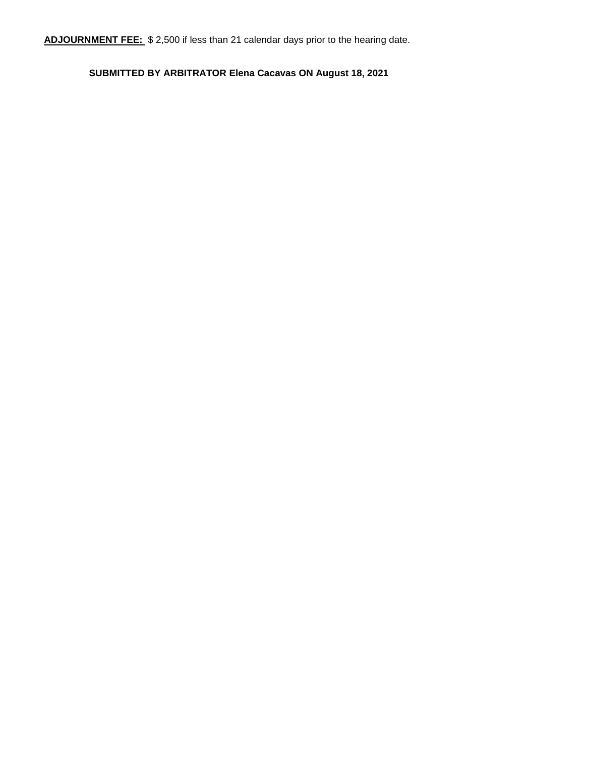**ADJOURNMENT FEE:** $ 2,500 if less than 21 calendar days prior to the hearing date.

**SUBMITTED BY ARBITRATOR Elena Cacavas ON August 18, 2021**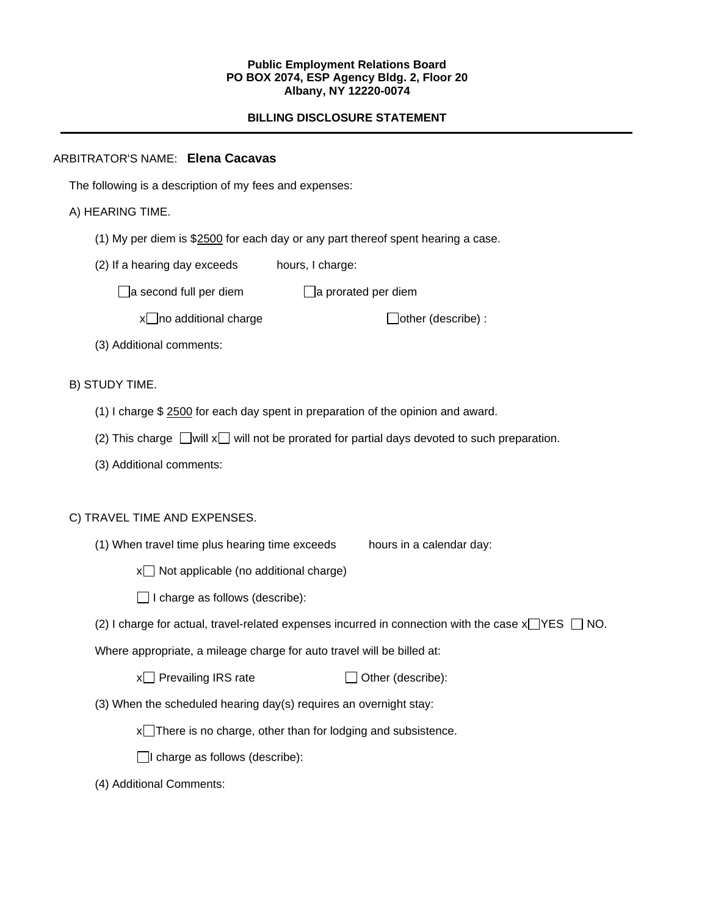**Public Employment Relations Board**
**PO BOX 2074, ESP Agency Bldg. 2, Floor 20**
**Albany, NY 12220-0074**

**BILLING DISCLOSURE STATEMENT**

---

ARBITRATOR'S NAME: **Elena Cacavas**

The following is a description of my fees and expenses:

A) HEARING TIME.

(1) My per diem is $2500 for each day or any part thereof spent hearing a case.

(2) If a hearing day exceeds hours, I charge:

☐ a second full per diem ☐ a prorated per diem

x☐ no additional charge ☐ other (describe) :

(3) Additional comments:

B) STUDY TIME.

(1) I charge $ 2500 for each day spent in preparation of the opinion and award.

(2) This charge ☐ will x☐ will not be prorated for partial days devoted to such preparation.

(3) Additional comments:

C) TRAVEL TIME AND EXPENSES.

(1) When travel time plus hearing time exceeds hours in a calendar day:

x☐ Not applicable (no additional charge)

☐ I charge as follows (describe):

(2) I charge for actual, travel-related expenses incurred in connection with the case x☐ YES ☐ NO.

Where appropriate, a mileage charge for auto travel will be billed at:

x☐ Prevailing IRS rate ☐ Other (describe):

(3) When the scheduled hearing day(s) requires an overnight stay:

x☐ There is no charge, other than for lodging and subsistence.

☐ I charge as follows (describe):

(4) Additional Comments: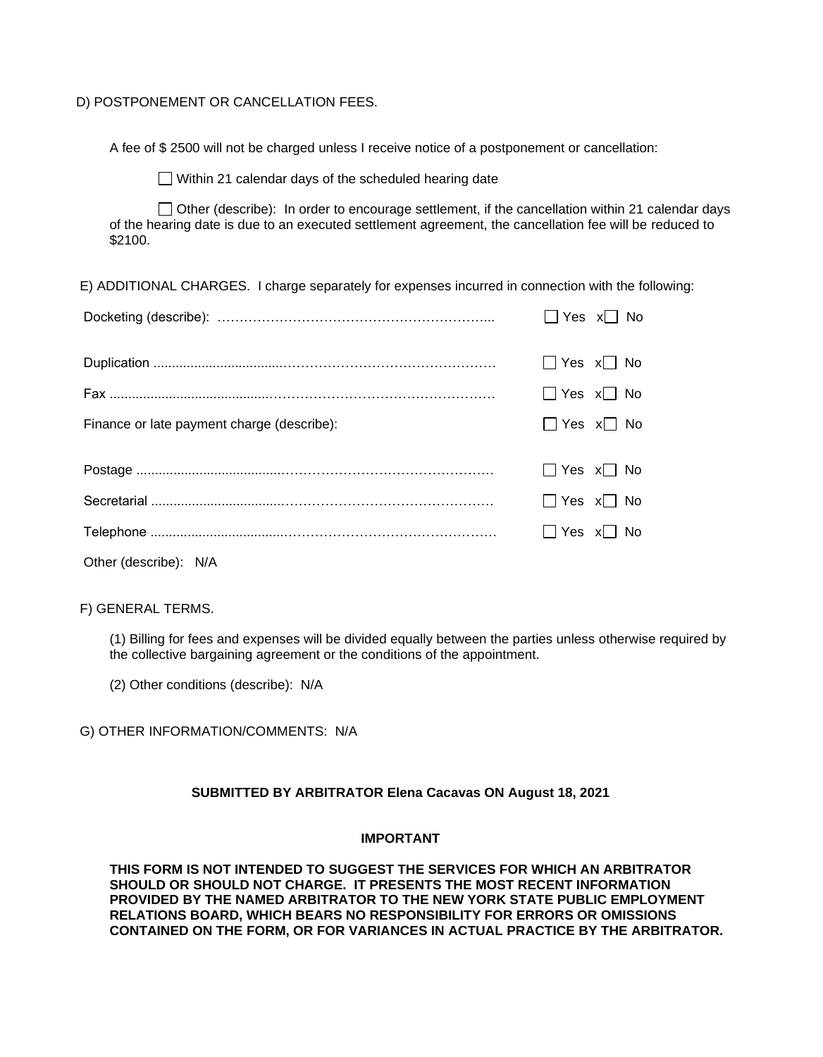D) POSTPONEMENT OR CANCELLATION FEES.

A fee of $ 2500 will not be charged unless I receive notice of a postponement or cancellation:

☐ Within 21 calendar days of the scheduled hearing date

☐ Other (describe): In order to encourage settlement, if the cancellation within 21 calendar days of the hearing date is due to an executed settlement agreement, the cancellation fee will be reduced to $2100.

E) ADDITIONAL CHARGES. I charge separately for expenses incurred in connection with the following:

| | |
|---|---|
| Docketing (describe): ……………………………………………………... | ☐ Yes x☐ No |
| Duplication ...................................……………………………………… | ☐ Yes x☐ No |
| Fax ..........................................………………………………………… | ☐ Yes x☐ No |
| Finance or late payment charge (describe): | ☐ Yes x☐ No |
| Postage ......................................……………………………………… | ☐ Yes x☐ No |
| Secretarial ...................................……………………………………… | ☐ Yes x☐ No |
| Telephone ...................................……………………………………… | ☐ Yes x☐ No |

Other (describe): N/A

F) GENERAL TERMS.

(1) Billing for fees and expenses will be divided equally between the parties unless otherwise required by the collective bargaining agreement or the conditions of the appointment.

(2) Other conditions (describe): N/A

G) OTHER INFORMATION/COMMENTS: N/A

**SUBMITTED BY ARBITRATOR Elena Cacavas ON August 18, 2021**

**IMPORTANT**

**THIS FORM IS NOT INTENDED TO SUGGEST THE SERVICES FOR WHICH AN ARBITRATOR SHOULD OR SHOULD NOT CHARGE. IT PRESENTS THE MOST RECENT INFORMATION PROVIDED BY THE NAMED ARBITRATOR TO THE NEW YORK STATE PUBLIC EMPLOYMENT RELATIONS BOARD, WHICH BEARS NO RESPONSIBILITY FOR ERRORS OR OMISSIONS CONTAINED ON THE FORM, OR FOR VARIANCES IN ACTUAL PRACTICE BY THE ARBITRATOR.**